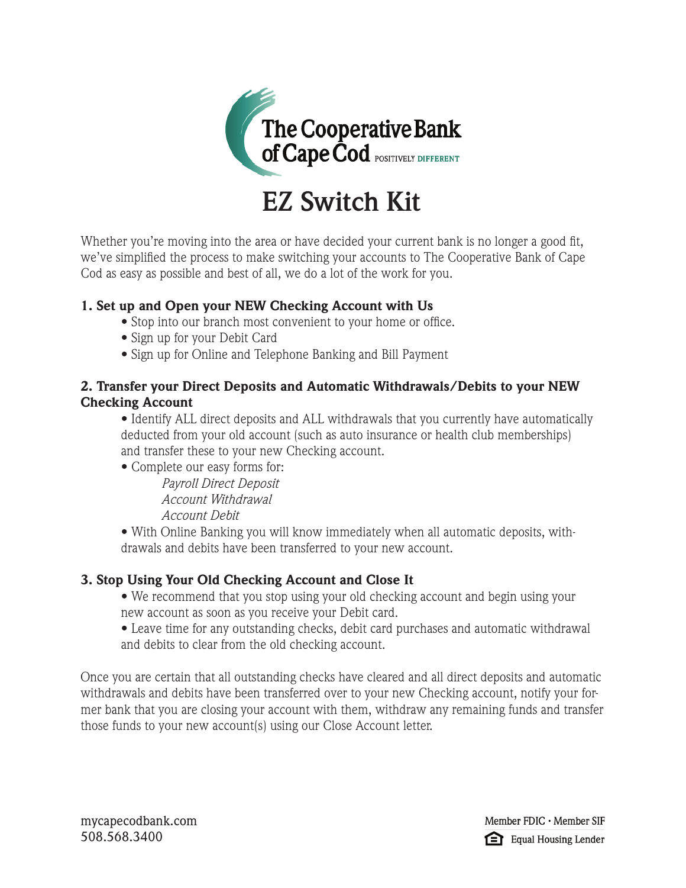The Cooperative Bank of Cape Cod POSITIVELY DIFFERENT

# EZ Switch Kit

Whether you're moving into the area or have decided your current bank is no longer a good fit, we've simplified the process to make switching your accounts to The Cooperative Bank of Cape Cod as easy as possible and best of all, we do a lot of the work for you.

**1. Set up and Open your NEW Checking Account with Us**

- Stop into our branch most convenient to your home or office.
- Sign up for your Debit Card
- Sign up for Online and Telephone Banking and Bill Payment

**2. Transfer your Direct Deposits and Automatic Withdrawals/Debits to your NEW Checking Account**

- Identify ALL direct deposits and ALL withdrawals that you currently have automatically deducted from your old account (such as auto insurance or health club memberships) and transfer these to your new Checking account.
- Complete our easy forms for:
  - *Payroll Direct Deposit*
  - *Account Withdrawal*
  - *Account Debit*
- With Online Banking you will know immediately when all automatic deposits, withdrawals and debits have been transferred to your new account.

**3. Stop Using Your Old Checking Account and Close It**

- We recommend that you stop using your old checking account and begin using your new account as soon as you receive your Debit card.
- Leave time for any outstanding checks, debit card purchases and automatic withdrawal and debits to clear from the old checking account.

Once you are certain that all outstanding checks have cleared and all direct deposits and automatic withdrawals and debits have been transferred over to your new Checking account, notify your former bank that you are closing your account with them, withdraw any remaining funds and transfer those funds to your new account(s) using our Close Account letter.

mycapecodbank.com
508.568.3400

Member FDIC • Member SIF
Equal Housing Lender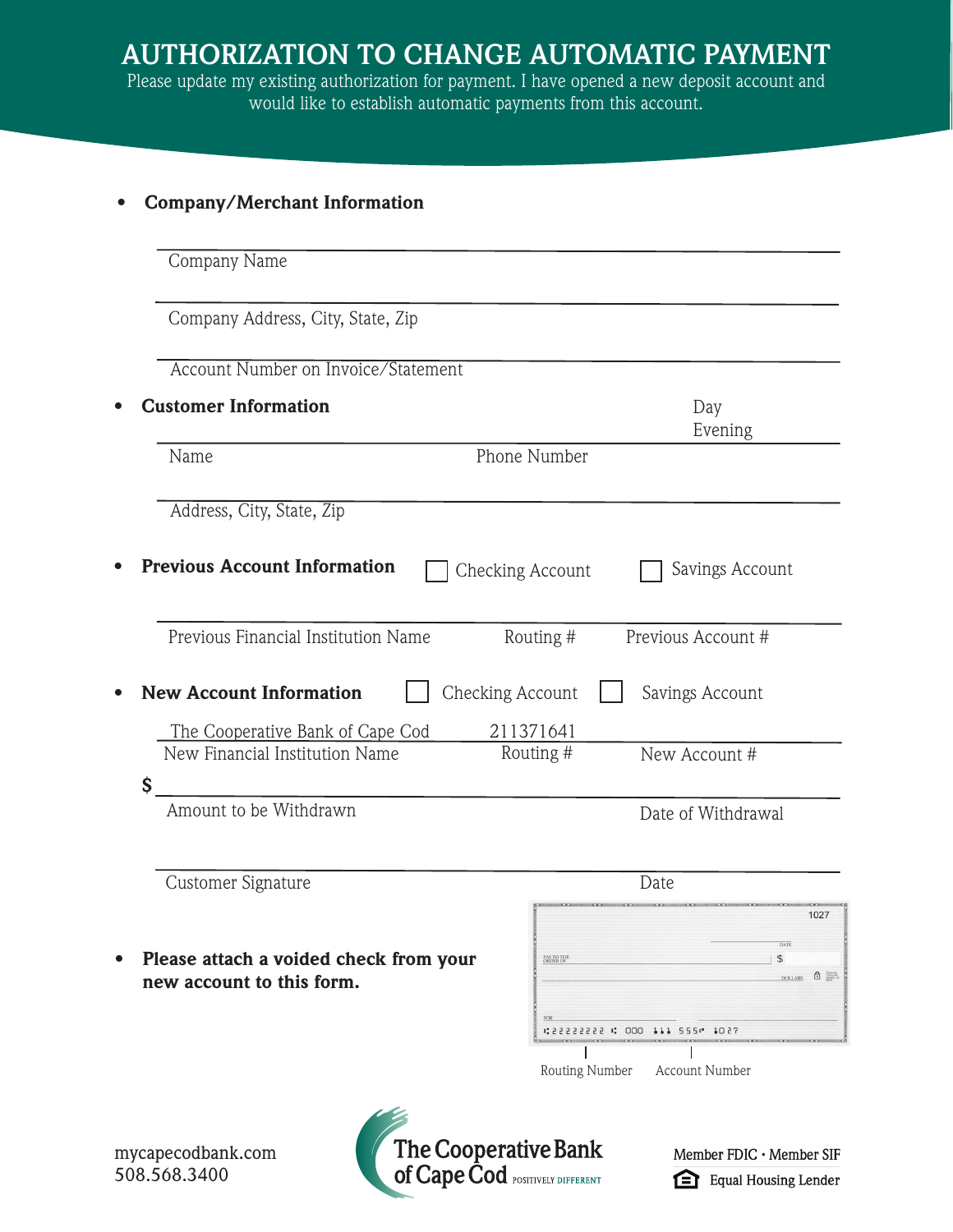# AUTHORIZATION TO CHANGE AUTOMATIC PAYMENT

Please update my existing authorization for payment. I have opened a new deposit account and would like to establish automatic payments from this account.

- **Company/Merchant Information**

\_\_\_\_\_\_\_\_\_\_\_\_\_\_\_\_\_\_\_\_\_\_\_\_\_\_\_\_\_\_\_\_\_\_\_\_\_\_\_\_\_\_\_\_\_\_\_\_\_\_
Company Name

\_\_\_\_\_\_\_\_\_\_\_\_\_\_\_\_\_\_\_\_\_\_\_\_\_\_\_\_\_\_\_\_\_\_\_\_\_\_\_\_\_\_\_\_\_\_\_\_\_\_
Company Address, City, State, Zip

\_\_\_\_\_\_\_\_\_\_\_\_\_\_\_\_\_\_\_\_\_\_\_\_\_\_\_\_\_\_\_\_\_\_\_\_\_\_\_\_\_\_\_\_\_\_\_\_\_\_
Account Number on Invoice/Statement

- **Customer Information**

\_\_\_\_\_\_\_\_\_\_\_\_\_\_\_\_\_\_\_\_\_\_\_\_\_\_\_\_\_\_\_\_\_\_\_\_\_\_\_\_\_\_\_\_\_\_\_\_\_\_
Name | Phone Number | Day / Evening

\_\_\_\_\_\_\_\_\_\_\_\_\_\_\_\_\_\_\_\_\_\_\_\_\_\_\_\_\_\_\_\_\_\_\_\_\_\_\_\_\_\_\_\_\_\_\_\_\_\_
Address, City, State, Zip

- **Previous Account Information** ☐ Checking Account ☐ Savings Account

\_\_\_\_\_\_\_\_\_\_\_\_\_\_\_\_\_\_\_\_\_\_\_\_\_\_\_\_\_\_\_\_\_\_\_\_\_\_\_\_\_\_\_\_\_\_\_\_\_\_
Previous Financial Institution Name | Routing # | Previous Account #

- **New Account Information** ☐ Checking Account ☐ Savings Account

The Cooperative Bank of Cape Cod | 211371641 | \_\_\_\_\_\_\_\_\_\_
New Financial Institution Name | Routing # | New Account #

**$** \_\_\_\_\_\_\_\_\_\_\_\_\_\_\_\_\_\_\_\_\_\_\_\_\_\_\_\_\_\_\_\_\_\_\_\_\_\_\_\_\_\_\_\_\_\_\_\_\_\_
Amount to be Withdrawn | Date of Withdrawal

\_\_\_\_\_\_\_\_\_\_\_\_\_\_\_\_\_\_\_\_\_\_\_\_\_\_\_\_\_\_\_\_\_\_\_\_\_\_\_\_\_\_\_\_\_\_\_\_\_\_
Customer Signature | Date

- **Please attach a voided check from your new account to this form.**

Routing Number | Account Number

mycapecodbank.com
508.568.3400

The Cooperative Bank of Cape Cod POSITIVELY DIFFERENT

Member FDIC • Member SIF
Equal Housing Lender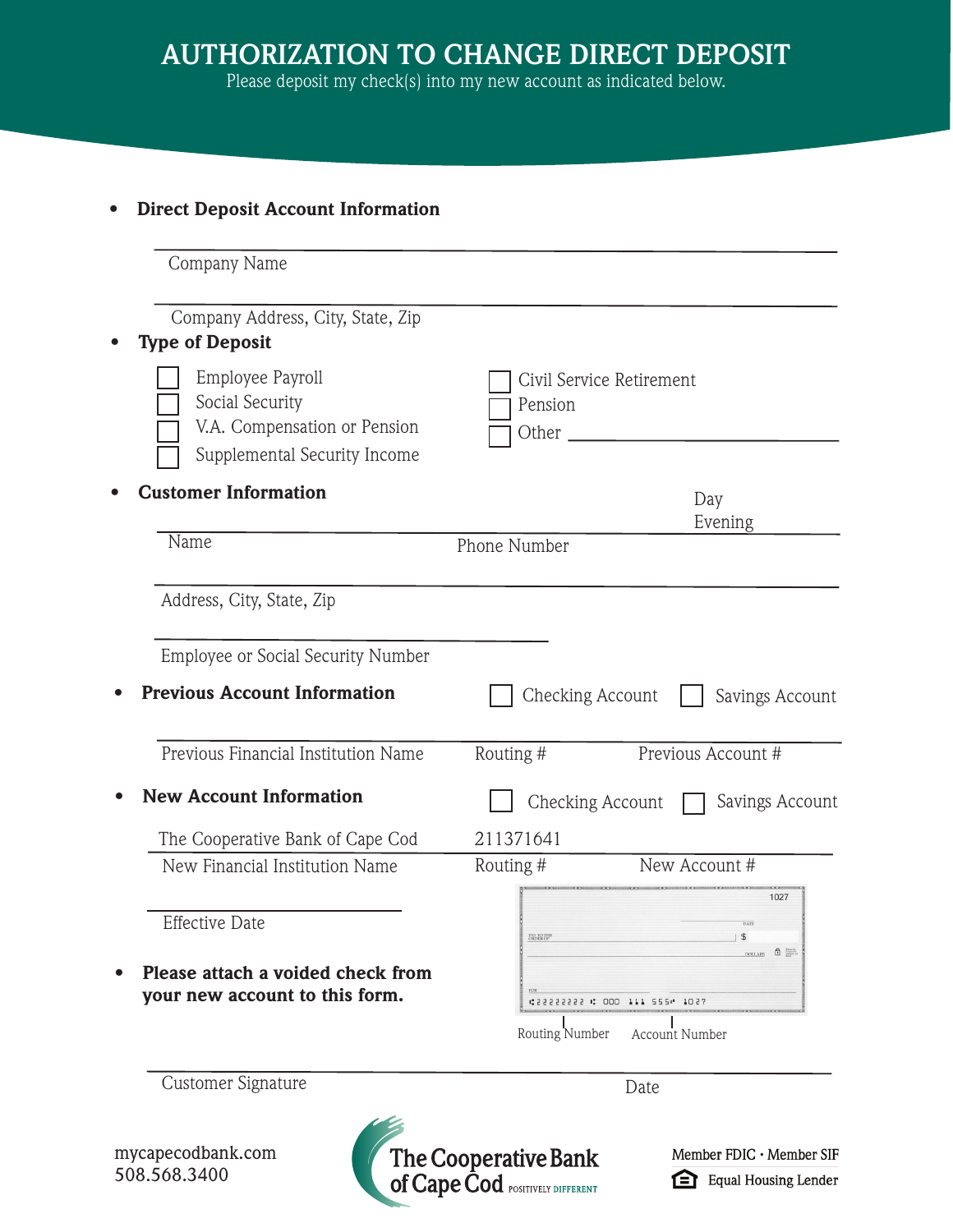# AUTHORIZATION TO CHANGE DIRECT DEPOSIT

Please deposit my check(s) into my new account as indicated below.

- **Direct Deposit Account Information**

\_\_\_\_\_\_\_\_\_\_\_\_\_\_\_\_\_\_\_\_\_\_\_\_\_\_\_\_\_\_\_\_\_\_\_\_\_\_\_\_
Company Name

\_\_\_\_\_\_\_\_\_\_\_\_\_\_\_\_\_\_\_\_\_\_\_\_\_\_\_\_\_\_\_\_\_\_\_\_\_\_\_\_
Company Address, City, State, Zip

- **Type of Deposit**

☐ Employee Payroll
☐ Social Security
☐ V.A. Compensation or Pension
☐ Supplemental Security Income
☐ Civil Service Retirement
☐ Pension
☐ Other \_\_\_\_\_\_\_\_\_\_\_\_\_\_\_\_\_\_\_\_

- **Customer Information**

\_\_\_\_\_\_\_\_\_\_\_\_\_\_\_\_\_\_\_\_\_\_\_\_\_\_\_\_\_\_\_\_\_\_\_\_\_\_\_\_
Name | Phone Number | Day | Evening

\_\_\_\_\_\_\_\_\_\_\_\_\_\_\_\_\_\_\_\_\_\_\_\_\_\_\_\_\_\_\_\_\_\_\_\_\_\_\_\_
Address, City, State, Zip

\_\_\_\_\_\_\_\_\_\_\_\_\_\_\_\_\_\_\_\_\_\_\_\_\_\_
Employee or Social Security Number

- **Previous Account Information** ☐ Checking Account ☐ Savings Account

\_\_\_\_\_\_\_\_\_\_\_\_\_\_\_\_\_\_\_\_\_\_\_\_\_\_\_\_\_\_\_\_\_\_\_\_\_\_\_\_
Previous Financial Institution Name | Routing # | Previous Account #

- **New Account Information** ☐ Checking Account ☐ Savings Account

The Cooperative Bank of Cape Cod | 211371641
New Financial Institution Name | Routing # | New Account #

\_\_\_\_\_\_\_\_\_\_\_\_\_\_\_\_\_\_\_\_
Effective Date

- **Please attach a voided check from your new account to this form.**

Routing Number | Account Number

\_\_\_\_\_\_\_\_\_\_\_\_\_\_\_\_\_\_\_\_\_\_\_\_\_\_\_\_\_\_\_\_\_\_\_\_\_\_\_\_
Customer Signature | Date

mycapecodbank.com
508.568.3400

The Cooperative Bank of Cape Cod POSITIVELY DIFFERENT

Member FDIC • Member SIF
Equal Housing Lender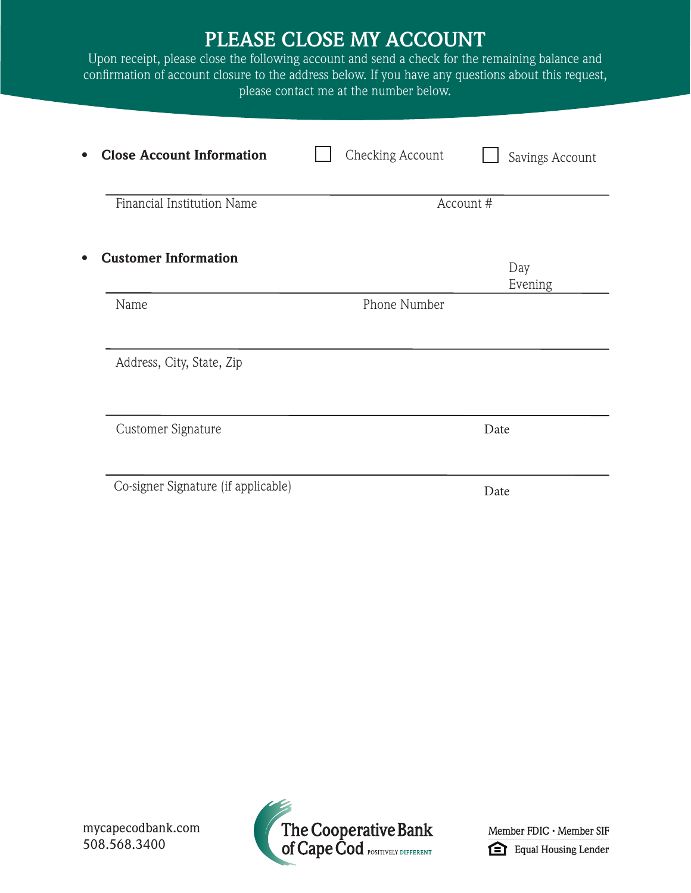# PLEASE CLOSE MY ACCOUNT

Upon receipt, please close the following account and send a check for the remaining balance and confirmation of account closure to the address below. If you have any questions about this request, please contact me at the number below.

- **Close Account Information** ☐ Checking Account ☐ Savings Account

Financial Institution Name Account #

- **Customer Information**

Day
Evening

Name Phone Number

Address, City, State, Zip

Customer Signature Date

Co-signer Signature (if applicable) Date

mycapecodbank.com
508.568.3400

The Cooperative Bank of Cape Cod POSITIVELY DIFFERENT

Member FDIC • Member SIF
Equal Housing Lender